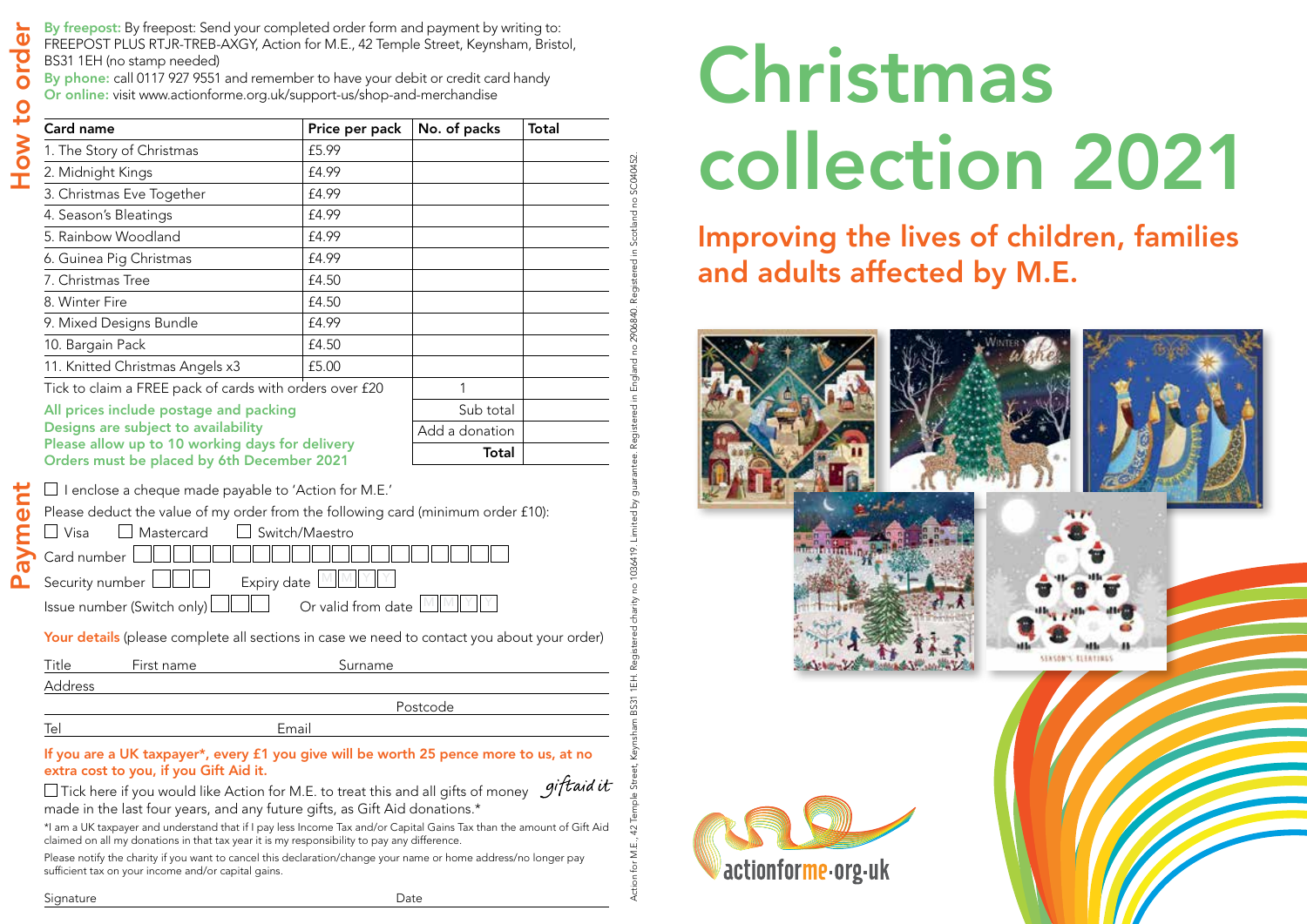# How to order

**By freepost:** By freepost: Send your completed order form and payment by writing to: FREEPOST PLUS RTJR-TREB-AXGY, Action for M.E., 42 Temple Street, Keynsham, Bristol, BS31 1EH (no stamp needed)

**By phone:** call 0117 927 9551 and remember to have your debit or credit card handy

**Or online:** visit www.actionforme.org.uk/support-us/shop-and-merchandise

| Card name | Price per pack | No. of packs | Total |
|---|---|---|---|
| 1. The Story of Christmas | £5.99 | | |
| 2. Midnight Kings | £4.99 | | |
| 3. Christmas Eve Together | £4.99 | | |
| 4. Season's Bleatings | £4.99 | | |
| 5. Rainbow Woodland | £4.99 | | |
| 6. Guinea Pig Christmas | £4.99 | | |
| 7. Christmas Tree | £4.50 | | |
| 8. Winter Fire | £4.50 | | |
| 9. Mixed Designs Bundle | £4.99 | | |
| 10. Bargain Pack | £4.50 | | |
| 11. Knitted Christmas Angels x3 | £5.00 | | |
| Tick to claim a FREE pack of cards with orders over £20 | | 1 | |
| | | Sub total | |
| | | Add a donation | |
| | | **Total** | |

**All prices include postage and packing**
**Designs are subject to availability**
**Please allow up to 10 working days for delivery**
**Orders must be placed by 6th December 2021**

# Payment

☐ I enclose a cheque made payable to 'Action for M.E.'

Please deduct the value of my order from the following card (minimum order £10):

☐ Visa ☐ Mastercard ☐ Switch/Maestro

Card number

Security number Expiry date MMYY

Issue number (Switch only) Or valid from date MMYY

**Your details** (please complete all sections in case we need to contact you about your order)

Title First name Surname

Address

Postcode

Tel Email

**If you are a UK taxpayer\*, every £1 you give will be worth 25 pence more to us, at no extra cost to you, if you Gift Aid it.**

☐ Tick here if you would like Action for M.E. to treat this and all gifts of money made in the last four years, and any future gifts, as Gift Aid donations.\* giftaid it

\*I am a UK taxpayer and understand that if I pay less Income Tax and/or Capital Gains Tax than the amount of Gift Aid claimed on all my donations in that tax year it is my responsibility to pay any difference.

Please notify the charity if you want to cancel this declaration/change your name or home address/no longer pay sufficient tax on your income and/or capital gains.

Signature Date

Action for M.E., 42 Temple Street, Keynsham BS31 1EH. Registered charity no 1036419. Limited by guarantee. Registered in England no 2906840. Registered in Scotland no SC040452.

# Christmas collection 2021

## Improving the lives of children, families and adults affected by M.E.

actionforme.org.uk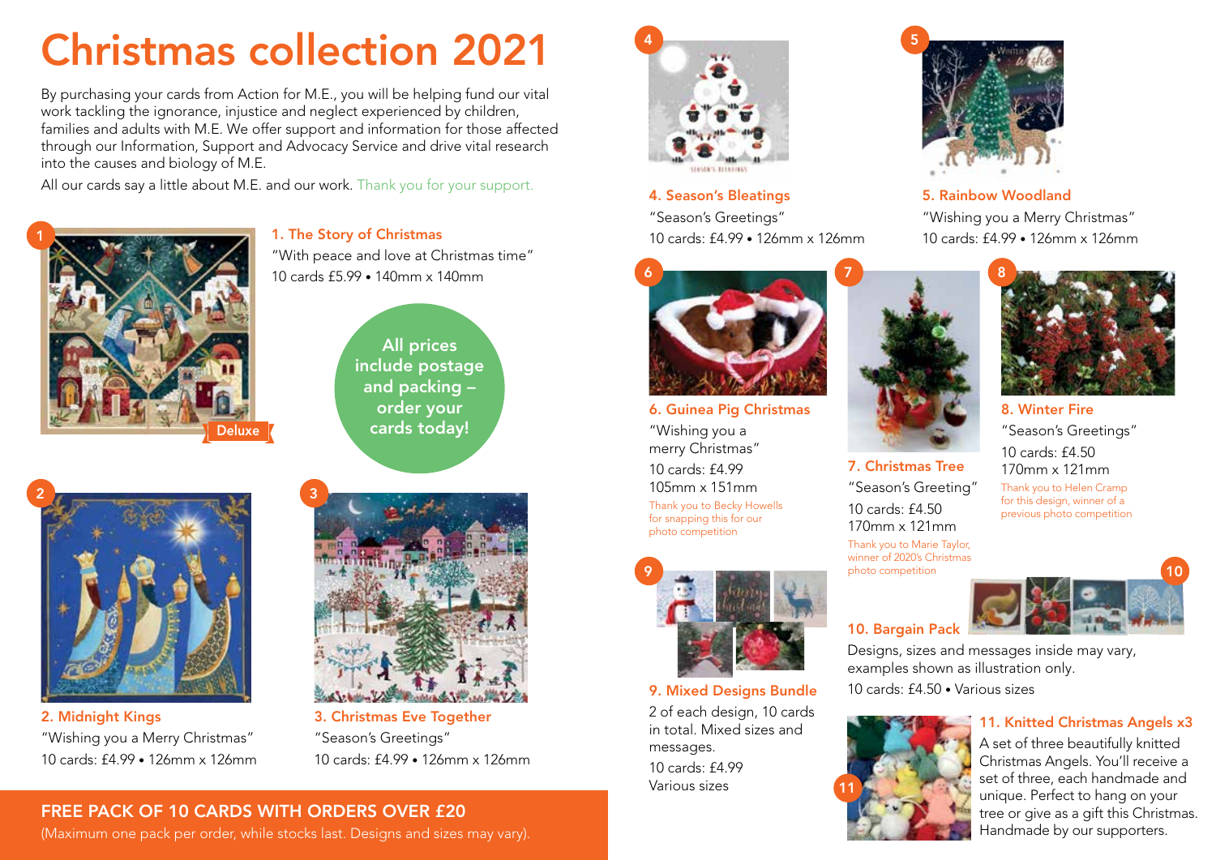# Christmas collection 2021

By purchasing your cards from Action for M.E., you will be helping fund our vital work tackling the ignorance, injustice and neglect experienced by children, families and adults with M.E. We offer support and information for those affected through our Information, Support and Advocacy Service and drive vital research into the causes and biology of M.E.

All our cards say a little about M.E. and our work. Thank you for your support.

Deluxe

### 1. The Story of Christmas

"With peace and love at Christmas time"

10 cards £5.99 • 140mm x 140mm

All prices include postage and packing – order your cards today!

### 2. Midnight Kings

"Wishing you a Merry Christmas"

10 cards: £4.99 • 126mm x 126mm

### 3. Christmas Eve Together

"Season's Greetings"

10 cards: £4.99 • 126mm x 126mm

**FREE PACK OF 10 CARDS WITH ORDERS OVER £20**

(Maximum one pack per order, while stocks last. Designs and sizes may vary).

### 4. Season's Bleatings

"Season's Greetings"

10 cards: £4.99 • 126mm x 126mm

### 5. Rainbow Woodland

"Wishing you a Merry Christmas"

10 cards: £4.99 • 126mm x 126mm

### 6. Guinea Pig Christmas

"Wishing you a merry Christmas"

10 cards: £4.99

105mm x 151mm

Thank you to Becky Howells for snapping this for our photo competition

### 7. Christmas Tree

"Season's Greeting"

10 cards: £4.50

170mm x 121mm

Thank you to Marie Taylor, winner of 2020's Christmas photo competition

### 8. Winter Fire

"Season's Greetings"

10 cards: £4.50

170mm x 121mm

Thank you to Helen Cramp for this design, winner of a previous photo competition

### 9. Mixed Designs Bundle

2 of each design, 10 cards in total. Mixed sizes and messages.

10 cards: £4.99

Various sizes

### 10. Bargain Pack

Designs, sizes and messages inside may vary, examples shown as illustration only.

10 cards: £4.50 • Various sizes

### 11. Knitted Christmas Angels x3

A set of three beautifully knitted Christmas Angels. You'll receive a set of three, each handmade and unique. Perfect to hang on your tree or give as a gift this Christmas. Handmade by our supporters.